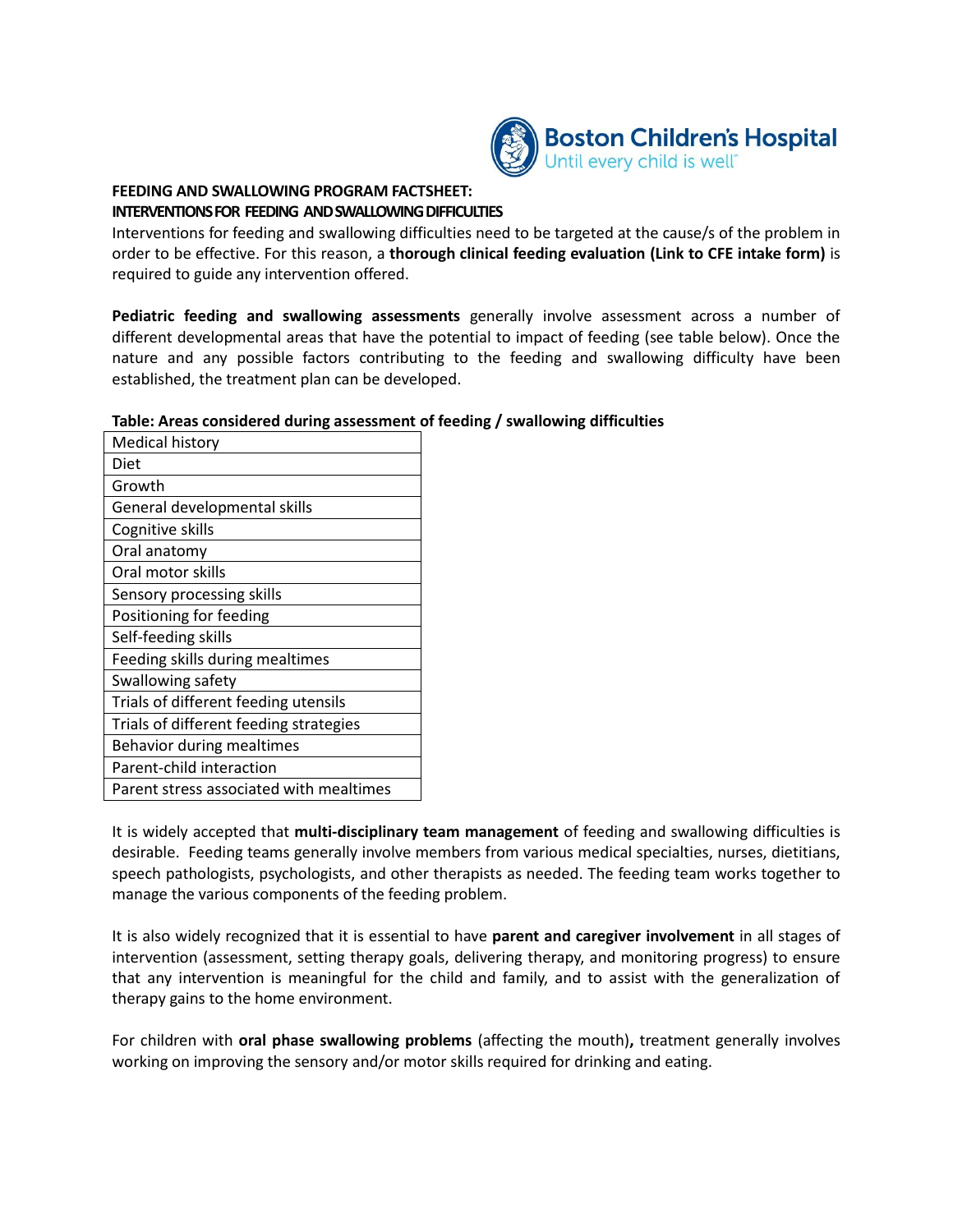Boston Children's Hospital
Until every child is well

**FEEDING AND SWALLOWING PROGRAM FACTSHEET:**
**INTERVENTIONS FOR FEEDING AND SWALLOWING DIFFICULTIES**

Interventions for feeding and swallowing difficulties need to be targeted at the cause/s of the problem in order to be effective. For this reason, a **thorough clinical feeding evaluation (Link to CFE intake form)** is required to guide any intervention offered.

**Pediatric feeding and swallowing assessments** generally involve assessment across a number of different developmental areas that have the potential to impact of feeding (see table below). Once the nature and any possible factors contributing to the feeding and swallowing difficulty have been established, the treatment plan can be developed.

**Table: Areas considered during assessment of feeding / swallowing difficulties**

| |
|---|
| Medical history |
| Diet |
| Growth |
| General developmental skills |
| Cognitive skills |
| Oral anatomy |
| Oral motor skills |
| Sensory processing skills |
| Positioning for feeding |
| Self-feeding skills |
| Feeding skills during mealtimes |
| Swallowing safety |
| Trials of different feeding utensils |
| Trials of different feeding strategies |
| Behavior during mealtimes |
| Parent-child interaction |
| Parent stress associated with mealtimes |

It is widely accepted that **multi-disciplinary team management** of feeding and swallowing difficulties is desirable. Feeding teams generally involve members from various medical specialties, nurses, dietitians, speech pathologists, psychologists, and other therapists as needed. The feeding team works together to manage the various components of the feeding problem.

It is also widely recognized that it is essential to have **parent and caregiver involvement** in all stages of intervention (assessment, setting therapy goals, delivering therapy, and monitoring progress) to ensure that any intervention is meaningful for the child and family, and to assist with the generalization of therapy gains to the home environment.

For children with **oral phase swallowing problems** (affecting the mouth)**,** treatment generally involves working on improving the sensory and/or motor skills required for drinking and eating.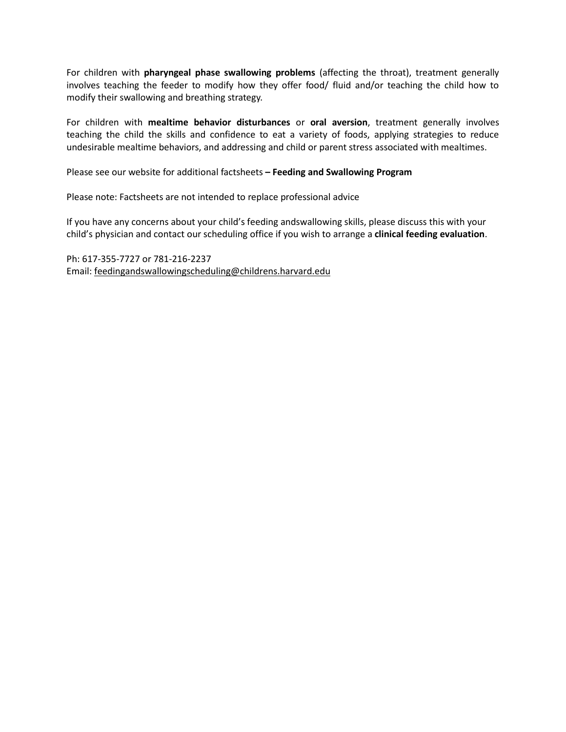For children with **pharyngeal phase swallowing problems** (affecting the throat), treatment generally involves teaching the feeder to modify how they offer food/ fluid and/or teaching the child how to modify their swallowing and breathing strategy.

For children with **mealtime behavior disturbances** or **oral aversion**, treatment generally involves teaching the child the skills and confidence to eat a variety of foods, applying strategies to reduce undesirable mealtime behaviors, and addressing and child or parent stress associated with mealtimes.

Please see our website for additional factsheets **– Feeding and Swallowing Program**

Please note: Factsheets are not intended to replace professional advice

If you have any concerns about your child's feeding andswallowing skills, please discuss this with your child's physician and contact our scheduling office if you wish to arrange a **clinical feeding evaluation**.

Ph: 617-355-7727 or 781-216-2237
Email: feedingandswallowingscheduling@childrens.harvard.edu